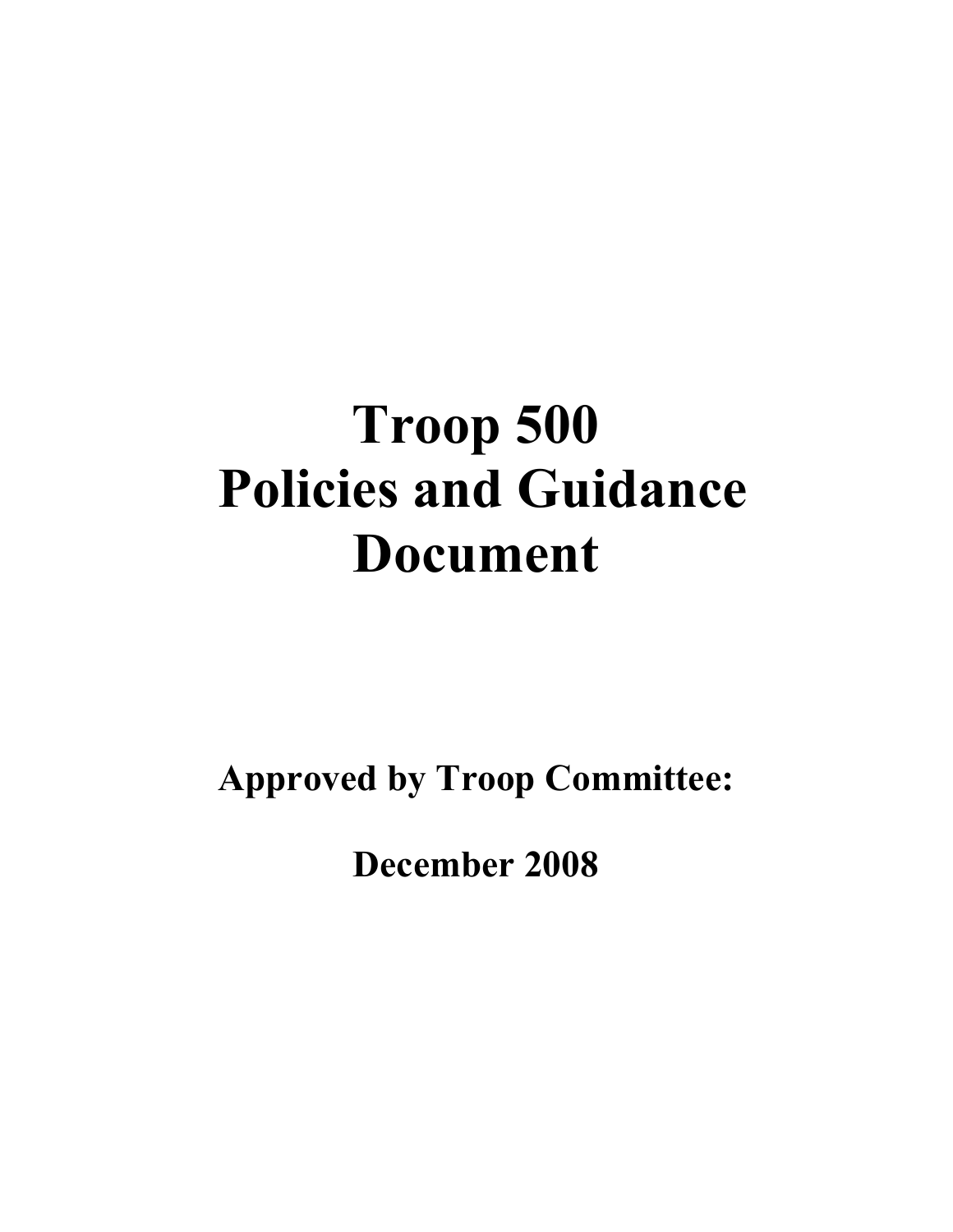# Troop 500 Policies and Guidance Document

**Approved by Troop Committee:**

**December 2008**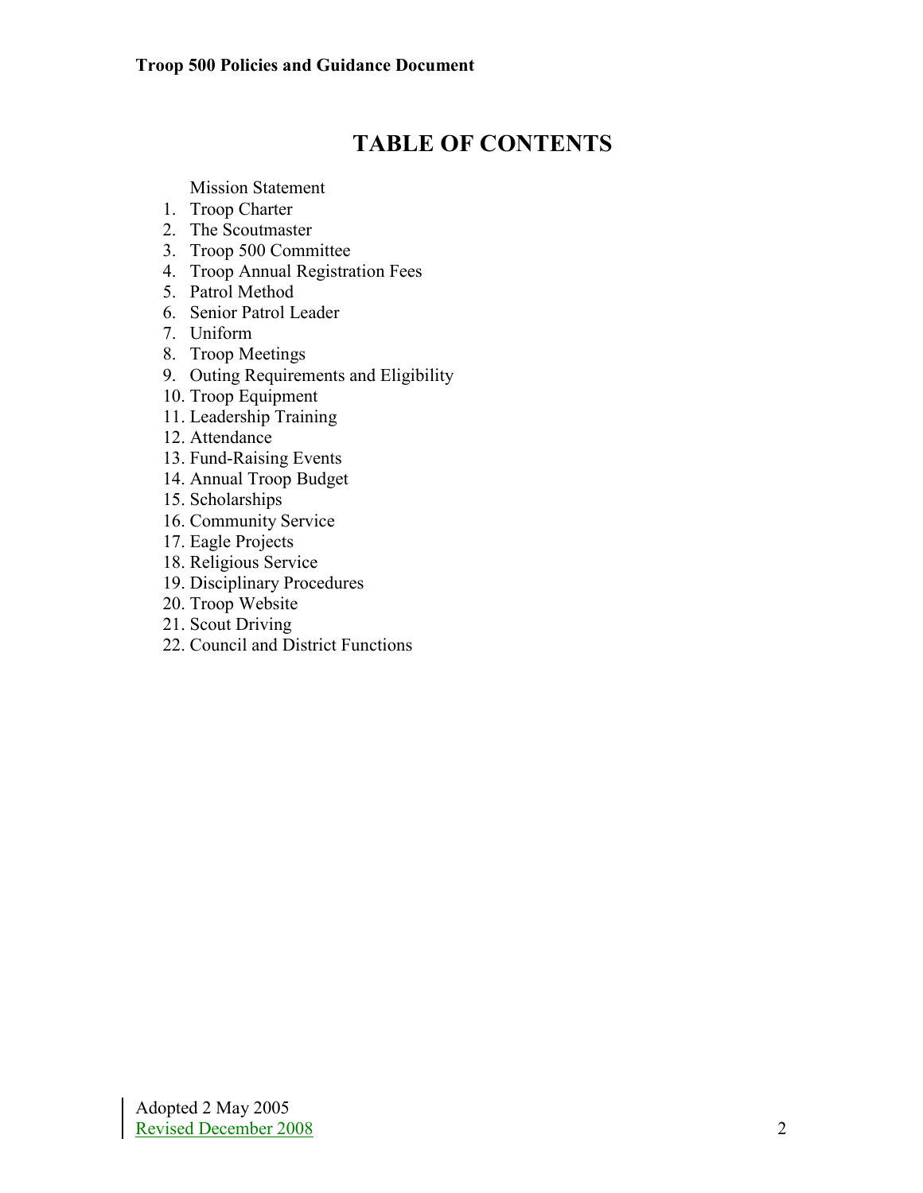# TABLE OF CONTENTS

Mission Statement

1. Troop Charter
2. The Scoutmaster
3. Troop 500 Committee
4. Troop Annual Registration Fees
5. Patrol Method
6. Senior Patrol Leader
7. Uniform
8. Troop Meetings
9. Outing Requirements and Eligibility
10. Troop Equipment
11. Leadership Training
12. Attendance
13. Fund-Raising Events
14. Annual Troop Budget
15. Scholarships
16. Community Service
17. Eagle Projects
18. Religious Service
19. Disciplinary Procedures
20. Troop Website
21. Scout Driving
22. Council and District Functions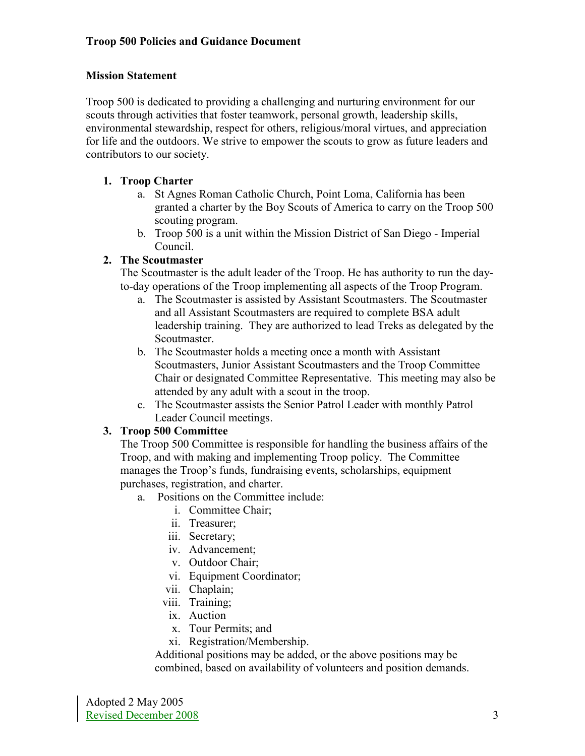**Troop 500 Policies and Guidance Document**

**Mission Statement**

Troop 500 is dedicated to providing a challenging and nurturing environment for our scouts through activities that foster teamwork, personal growth, leadership skills, environmental stewardship, respect for others, religious/moral virtues, and appreciation for life and the outdoors. We strive to empower the scouts to grow as future leaders and contributors to our society.

1. **Troop Charter**
   a. St Agnes Roman Catholic Church, Point Loma, California has been granted a charter by the Boy Scouts of America to carry on the Troop 500 scouting program.
   b. Troop 500 is a unit within the Mission District of San Diego - Imperial Council.
2. **The Scoutmaster**
   The Scoutmaster is the adult leader of the Troop. He has authority to run the day-to-day operations of the Troop implementing all aspects of the Troop Program.
   a. The Scoutmaster is assisted by Assistant Scoutmasters. The Scoutmaster and all Assistant Scoutmasters are required to complete BSA adult leadership training. They are authorized to lead Treks as delegated by the Scoutmaster.
   b. The Scoutmaster holds a meeting once a month with Assistant Scoutmasters, Junior Assistant Scoutmasters and the Troop Committee Chair or designated Committee Representative. This meeting may also be attended by any adult with a scout in the troop.
   c. The Scoutmaster assists the Senior Patrol Leader with monthly Patrol Leader Council meetings.
3. **Troop 500 Committee**
   The Troop 500 Committee is responsible for handling the business affairs of the Troop, and with making and implementing Troop policy. The Committee manages the Troop's funds, fundraising events, scholarships, equipment purchases, registration, and charter.
   a. Positions on the Committee include:
      i. Committee Chair;
      ii. Treasurer;
      iii. Secretary;
      iv. Advancement;
      v. Outdoor Chair;
      vi. Equipment Coordinator;
      vii. Chaplain;
      viii. Training;
      ix. Auction
      x. Tour Permits; and
      xi. Registration/Membership.

      Additional positions may be added, or the above positions may be combined, based on availability of volunteers and position demands.

Adopted 2 May 2005
Revised December 2008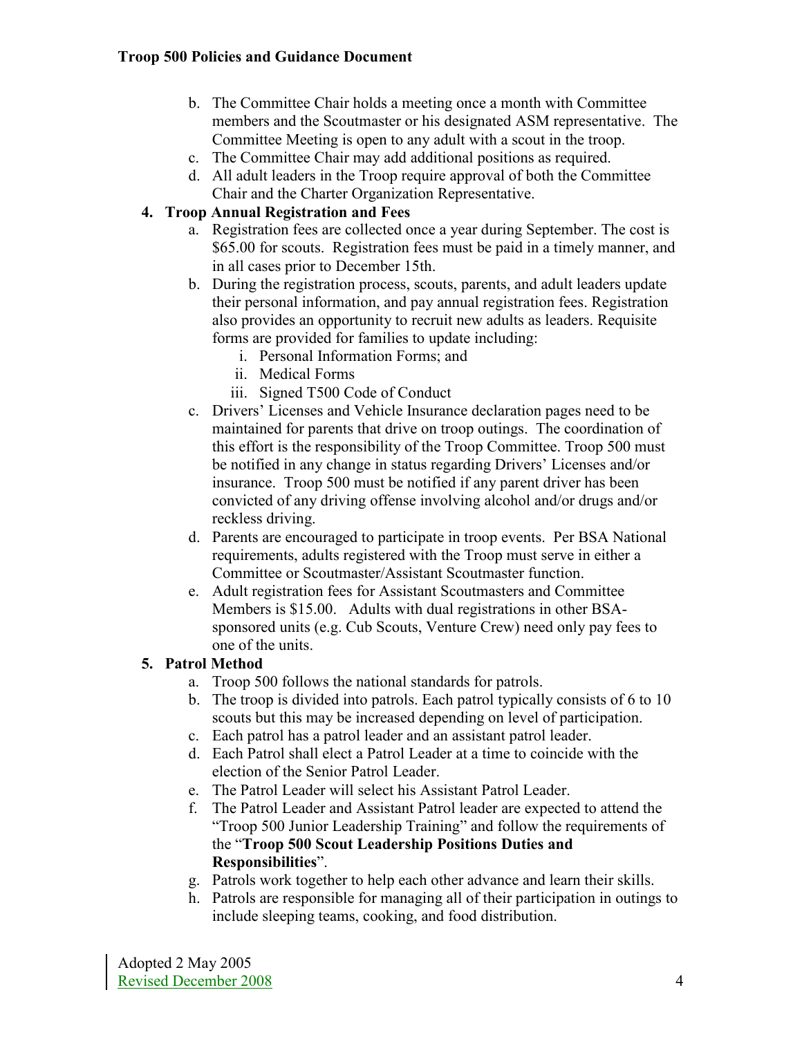b. The Committee Chair holds a meeting once a month with Committee members and the Scoutmaster or his designated ASM representative. The Committee Meeting is open to any adult with a scout in the troop.
c. The Committee Chair may add additional positions as required.
d. All adult leaders in the Troop require approval of both the Committee Chair and the Charter Organization Representative.

**4. Troop Annual Registration and Fees**

a. Registration fees are collected once a year during September. The cost is $65.00 for scouts. Registration fees must be paid in a timely manner, and in all cases prior to December 15th.
b. During the registration process, scouts, parents, and adult leaders update their personal information, and pay annual registration fees. Registration also provides an opportunity to recruit new adults as leaders. Requisite forms are provided for families to update including:
   i. Personal Information Forms; and
   ii. Medical Forms
   iii. Signed T500 Code of Conduct
c. Drivers' Licenses and Vehicle Insurance declaration pages need to be maintained for parents that drive on troop outings. The coordination of this effort is the responsibility of the Troop Committee. Troop 500 must be notified in any change in status regarding Drivers' Licenses and/or insurance. Troop 500 must be notified if any parent driver has been convicted of any driving offense involving alcohol and/or drugs and/or reckless driving.
d. Parents are encouraged to participate in troop events. Per BSA National requirements, adults registered with the Troop must serve in either a Committee or Scoutmaster/Assistant Scoutmaster function.
e. Adult registration fees for Assistant Scoutmasters and Committee Members is $15.00. Adults with dual registrations in other BSA-sponsored units (e.g. Cub Scouts, Venture Crew) need only pay fees to one of the units.

**5. Patrol Method**

a. Troop 500 follows the national standards for patrols.
b. The troop is divided into patrols. Each patrol typically consists of 6 to 10 scouts but this may be increased depending on level of participation.
c. Each patrol has a patrol leader and an assistant patrol leader.
d. Each Patrol shall elect a Patrol Leader at a time to coincide with the election of the Senior Patrol Leader.
e. The Patrol Leader will select his Assistant Patrol Leader.
f. The Patrol Leader and Assistant Patrol leader are expected to attend the "Troop 500 Junior Leadership Training" and follow the requirements of the "**Troop 500 Scout Leadership Positions Duties and Responsibilities**".
g. Patrols work together to help each other advance and learn their skills.
h. Patrols are responsible for managing all of their participation in outings to include sleeping teams, cooking, and food distribution.

Adopted 2 May 2005
Revised December 2008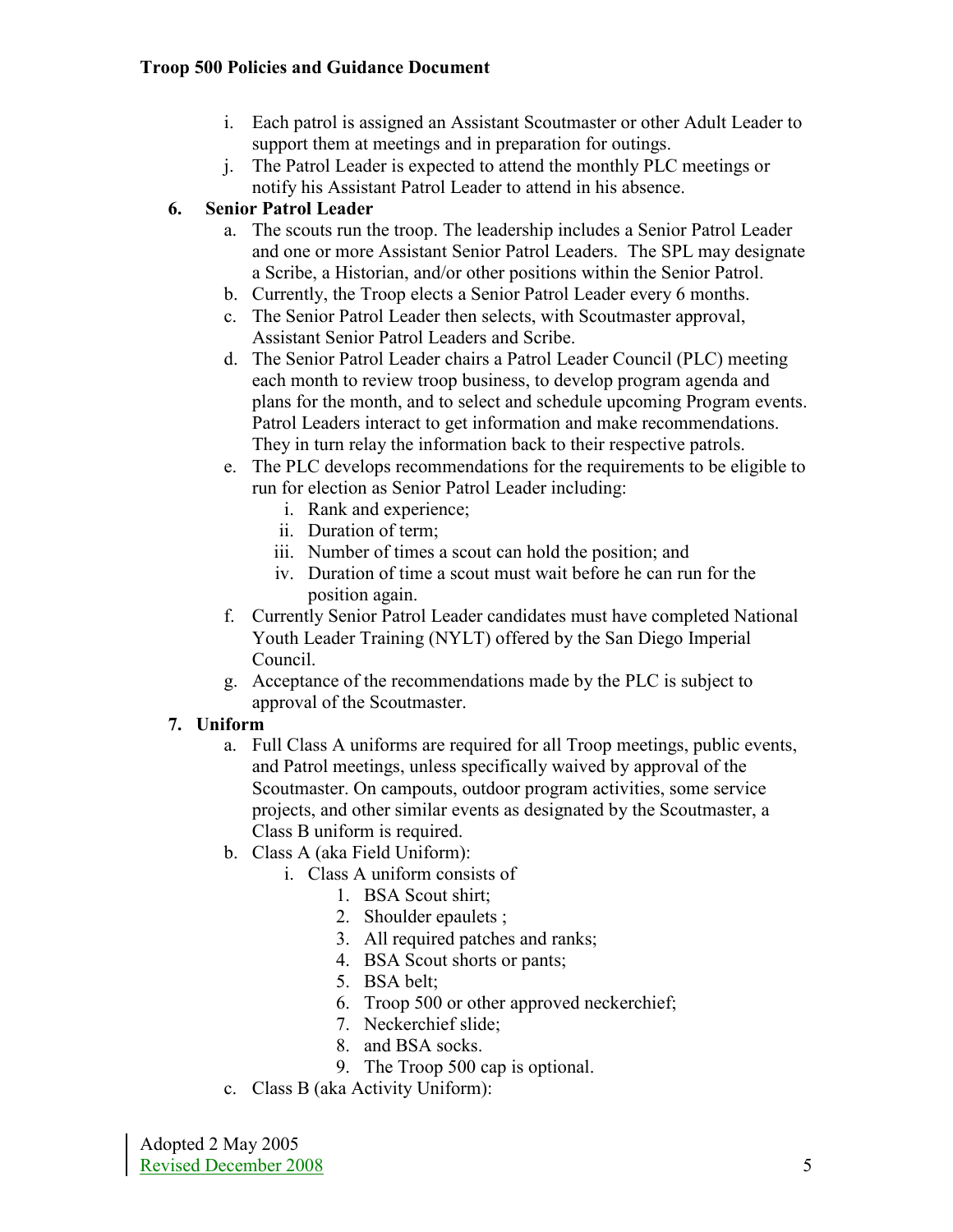i. Each patrol is assigned an Assistant Scoutmaster or other Adult Leader to support them at meetings and in preparation for outings.
j. The Patrol Leader is expected to attend the monthly PLC meetings or notify his Assistant Patrol Leader to attend in his absence.

**6. Senior Patrol Leader**

a. The scouts run the troop. The leadership includes a Senior Patrol Leader and one or more Assistant Senior Patrol Leaders. The SPL may designate a Scribe, a Historian, and/or other positions within the Senior Patrol.
b. Currently, the Troop elects a Senior Patrol Leader every 6 months.
c. The Senior Patrol Leader then selects, with Scoutmaster approval, Assistant Senior Patrol Leaders and Scribe.
d. The Senior Patrol Leader chairs a Patrol Leader Council (PLC) meeting each month to review troop business, to develop program agenda and plans for the month, and to select and schedule upcoming Program events. Patrol Leaders interact to get information and make recommendations. They in turn relay the information back to their respective patrols.
e. The PLC develops recommendations for the requirements to be eligible to run for election as Senior Patrol Leader including:
   i. Rank and experience;
   ii. Duration of term;
   iii. Number of times a scout can hold the position; and
   iv. Duration of time a scout must wait before he can run for the position again.
f. Currently Senior Patrol Leader candidates must have completed National Youth Leader Training (NYLT) offered by the San Diego Imperial Council.
g. Acceptance of the recommendations made by the PLC is subject to approval of the Scoutmaster.

**7. Uniform**

a. Full Class A uniforms are required for all Troop meetings, public events, and Patrol meetings, unless specifically waived by approval of the Scoutmaster. On campouts, outdoor program activities, some service projects, and other similar events as designated by the Scoutmaster, a Class B uniform is required.
b. Class A (aka Field Uniform):
   i. Class A uniform consists of
      1. BSA Scout shirt;
      2. Shoulder epaulets ;
      3. All required patches and ranks;
      4. BSA Scout shorts or pants;
      5. BSA belt;
      6. Troop 500 or other approved neckerchief;
      7. Neckerchief slide;
      8. and BSA socks.
      9. The Troop 500 cap is optional.
c. Class B (aka Activity Uniform):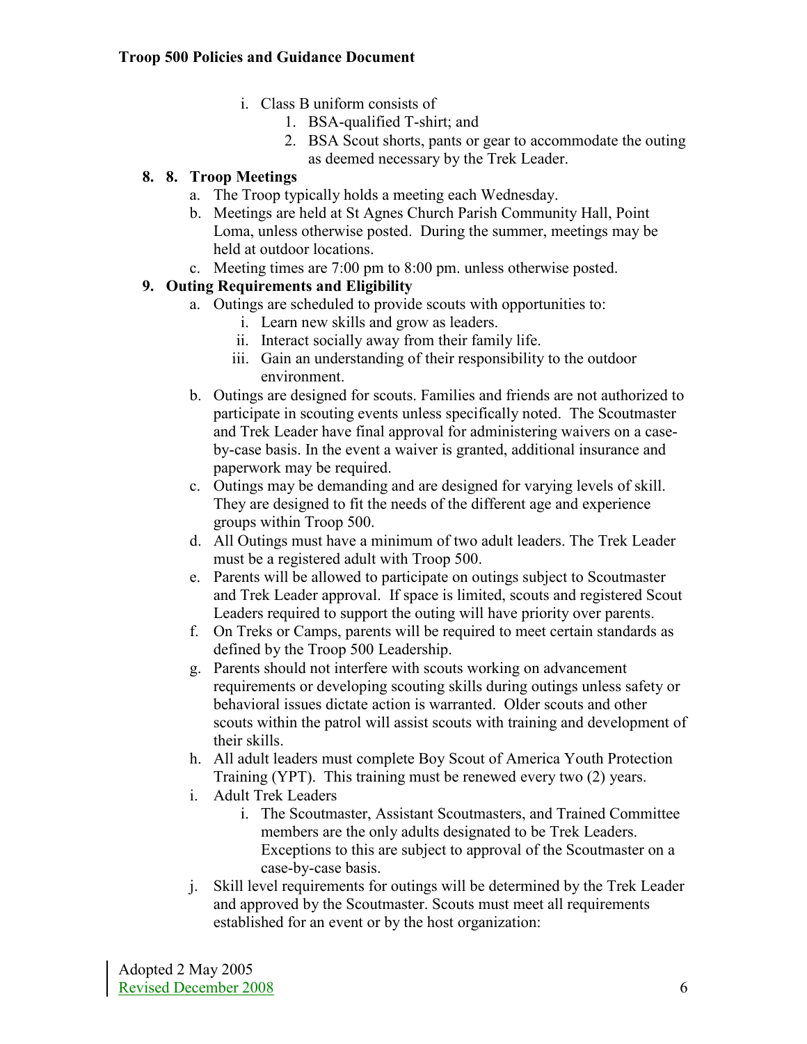i. Class B uniform consists of
   1. BSA-qualified T-shirt; and
   2. BSA Scout shorts, pants or gear to accommodate the outing as deemed necessary by the Trek Leader.

**8. 8. Troop Meetings**

a. The Troop typically holds a meeting each Wednesday.
b. Meetings are held at St Agnes Church Parish Community Hall, Point Loma, unless otherwise posted. During the summer, meetings may be held at outdoor locations.
c. Meeting times are 7:00 pm to 8:00 pm. unless otherwise posted.

**9. Outing Requirements and Eligibility**

a. Outings are scheduled to provide scouts with opportunities to:
   i. Learn new skills and grow as leaders.
   ii. Interact socially away from their family life.
   iii. Gain an understanding of their responsibility to the outdoor environment.
b. Outings are designed for scouts. Families and friends are not authorized to participate in scouting events unless specifically noted. The Scoutmaster and Trek Leader have final approval for administering waivers on a case-by-case basis. In the event a waiver is granted, additional insurance and paperwork may be required.
c. Outings may be demanding and are designed for varying levels of skill. They are designed to fit the needs of the different age and experience groups within Troop 500.
d. All Outings must have a minimum of two adult leaders. The Trek Leader must be a registered adult with Troop 500.
e. Parents will be allowed to participate on outings subject to Scoutmaster and Trek Leader approval. If space is limited, scouts and registered Scout Leaders required to support the outing will have priority over parents.
f. On Treks or Camps, parents will be required to meet certain standards as defined by the Troop 500 Leadership.
g. Parents should not interfere with scouts working on advancement requirements or developing scouting skills during outings unless safety or behavioral issues dictate action is warranted. Older scouts and other scouts within the patrol will assist scouts with training and development of their skills.
h. All adult leaders must complete Boy Scout of America Youth Protection Training (YPT). This training must be renewed every two (2) years.
i. Adult Trek Leaders
   i. The Scoutmaster, Assistant Scoutmasters, and Trained Committee members are the only adults designated to be Trek Leaders. Exceptions to this are subject to approval of the Scoutmaster on a case-by-case basis.
j. Skill level requirements for outings will be determined by the Trek Leader and approved by the Scoutmaster. Scouts must meet all requirements established for an event or by the host organization: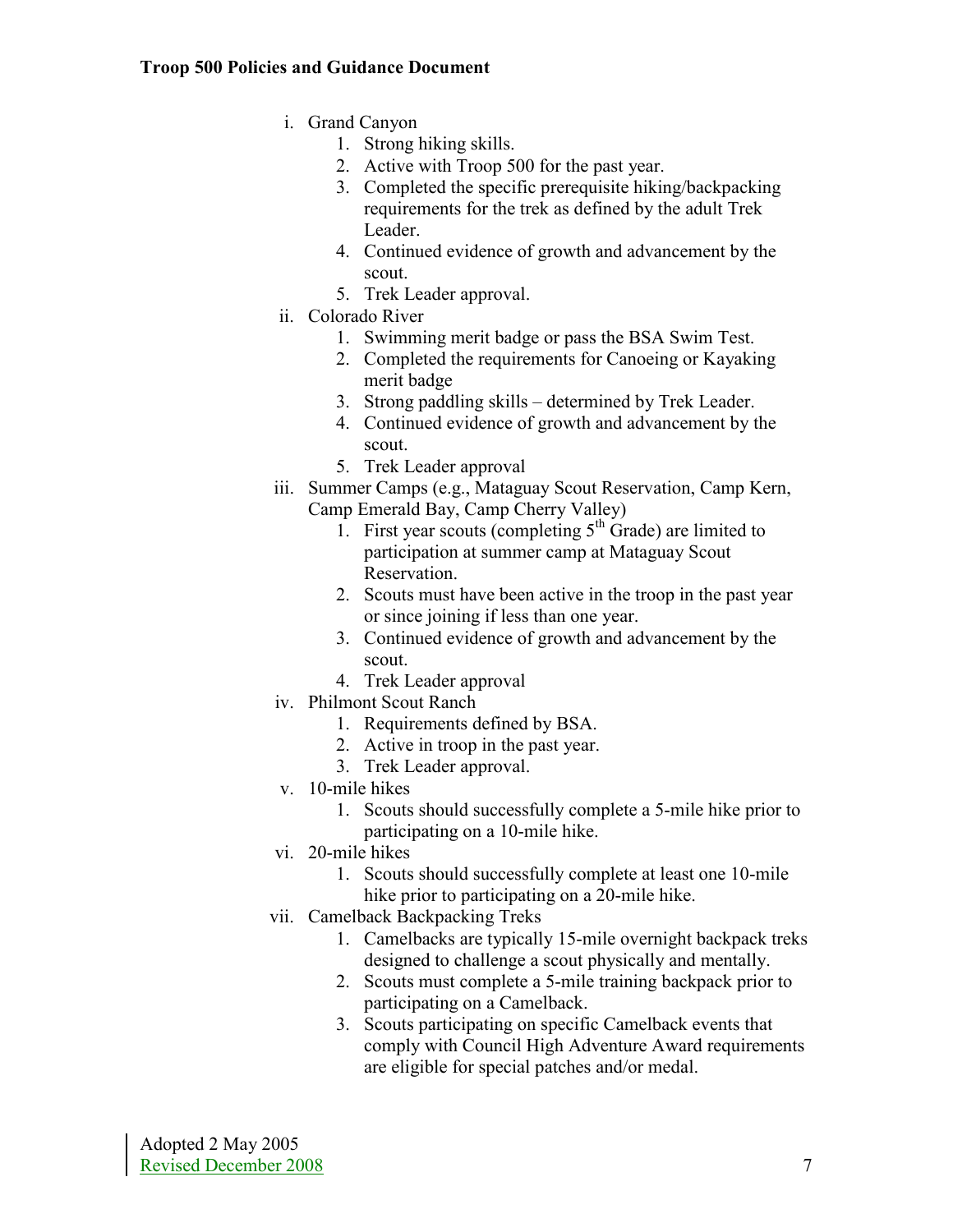i. Grand Canyon
   1. Strong hiking skills.
   2. Active with Troop 500 for the past year.
   3. Completed the specific prerequisite hiking/backpacking requirements for the trek as defined by the adult Trek Leader.
   4. Continued evidence of growth and advancement by the scout.
   5. Trek Leader approval.

ii. Colorado River
   1. Swimming merit badge or pass the BSA Swim Test.
   2. Completed the requirements for Canoeing or Kayaking merit badge
   3. Strong paddling skills – determined by Trek Leader.
   4. Continued evidence of growth and advancement by the scout.
   5. Trek Leader approval

iii. Summer Camps (e.g., Mataguay Scout Reservation, Camp Kern, Camp Emerald Bay, Camp Cherry Valley)
   1. First year scouts (completing 5th Grade) are limited to participation at summer camp at Mataguay Scout Reservation.
   2. Scouts must have been active in the troop in the past year or since joining if less than one year.
   3. Continued evidence of growth and advancement by the scout.
   4. Trek Leader approval

iv. Philmont Scout Ranch
   1. Requirements defined by BSA.
   2. Active in troop in the past year.
   3. Trek Leader approval.

v. 10-mile hikes
   1. Scouts should successfully complete a 5-mile hike prior to participating on a 10-mile hike.

vi. 20-mile hikes
   1. Scouts should successfully complete at least one 10-mile hike prior to participating on a 20-mile hike.

vii. Camelback Backpacking Treks
   1. Camelbacks are typically 15-mile overnight backpack treks designed to challenge a scout physically and mentally.
   2. Scouts must complete a 5-mile training backpack prior to participating on a Camelback.
   3. Scouts participating on specific Camelback events that comply with Council High Adventure Award requirements are eligible for special patches and/or medal.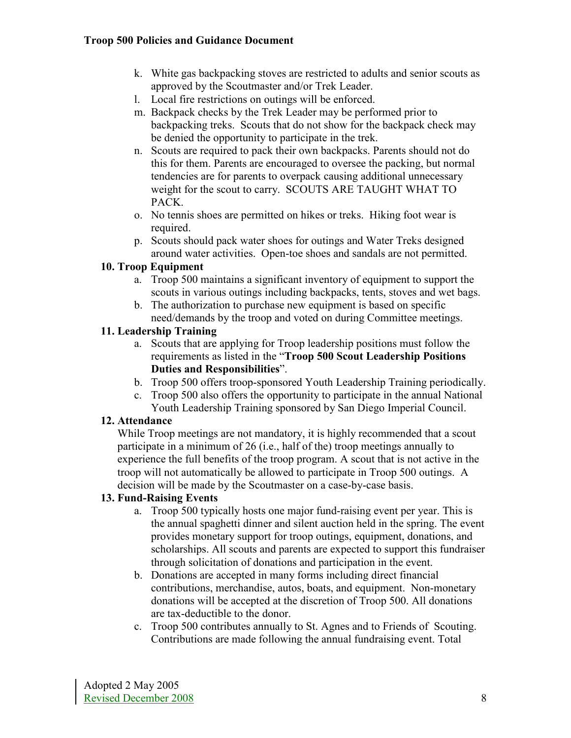k. White gas backpacking stoves are restricted to adults and senior scouts as approved by the Scoutmaster and/or Trek Leader.
l. Local fire restrictions on outings will be enforced.
m. Backpack checks by the Trek Leader may be performed prior to backpacking treks. Scouts that do not show for the backpack check may be denied the opportunity to participate in the trek.
n. Scouts are required to pack their own backpacks. Parents should not do this for them. Parents are encouraged to oversee the packing, but normal tendencies are for parents to overpack causing additional unnecessary weight for the scout to carry. SCOUTS ARE TAUGHT WHAT TO PACK.
o. No tennis shoes are permitted on hikes or treks. Hiking foot wear is required.
p. Scouts should pack water shoes for outings and Water Treks designed around water activities. Open-toe shoes and sandals are not permitted.

**10. Troop Equipment**

a. Troop 500 maintains a significant inventory of equipment to support the scouts in various outings including backpacks, tents, stoves and wet bags.
b. The authorization to purchase new equipment is based on specific need/demands by the troop and voted on during Committee meetings.

**11. Leadership Training**

a. Scouts that are applying for Troop leadership positions must follow the requirements as listed in the "**Troop 500 Scout Leadership Positions Duties and Responsibilities**".
b. Troop 500 offers troop-sponsored Youth Leadership Training periodically.
c. Troop 500 also offers the opportunity to participate in the annual National Youth Leadership Training sponsored by San Diego Imperial Council.

**12. Attendance**

While Troop meetings are not mandatory, it is highly recommended that a scout participate in a minimum of 26 (i.e., half of the) troop meetings annually to experience the full benefits of the troop program. A scout that is not active in the troop will not automatically be allowed to participate in Troop 500 outings. A decision will be made by the Scoutmaster on a case-by-case basis.

**13. Fund-Raising Events**

a. Troop 500 typically hosts one major fund-raising event per year. This is the annual spaghetti dinner and silent auction held in the spring. The event provides monetary support for troop outings, equipment, donations, and scholarships. All scouts and parents are expected to support this fundraiser through solicitation of donations and participation in the event.
b. Donations are accepted in many forms including direct financial contributions, merchandise, autos, boats, and equipment. Non-monetary donations will be accepted at the discretion of Troop 500. All donations are tax-deductible to the donor.
c. Troop 500 contributes annually to St. Agnes and to Friends of Scouting. Contributions are made following the annual fundraising event. Total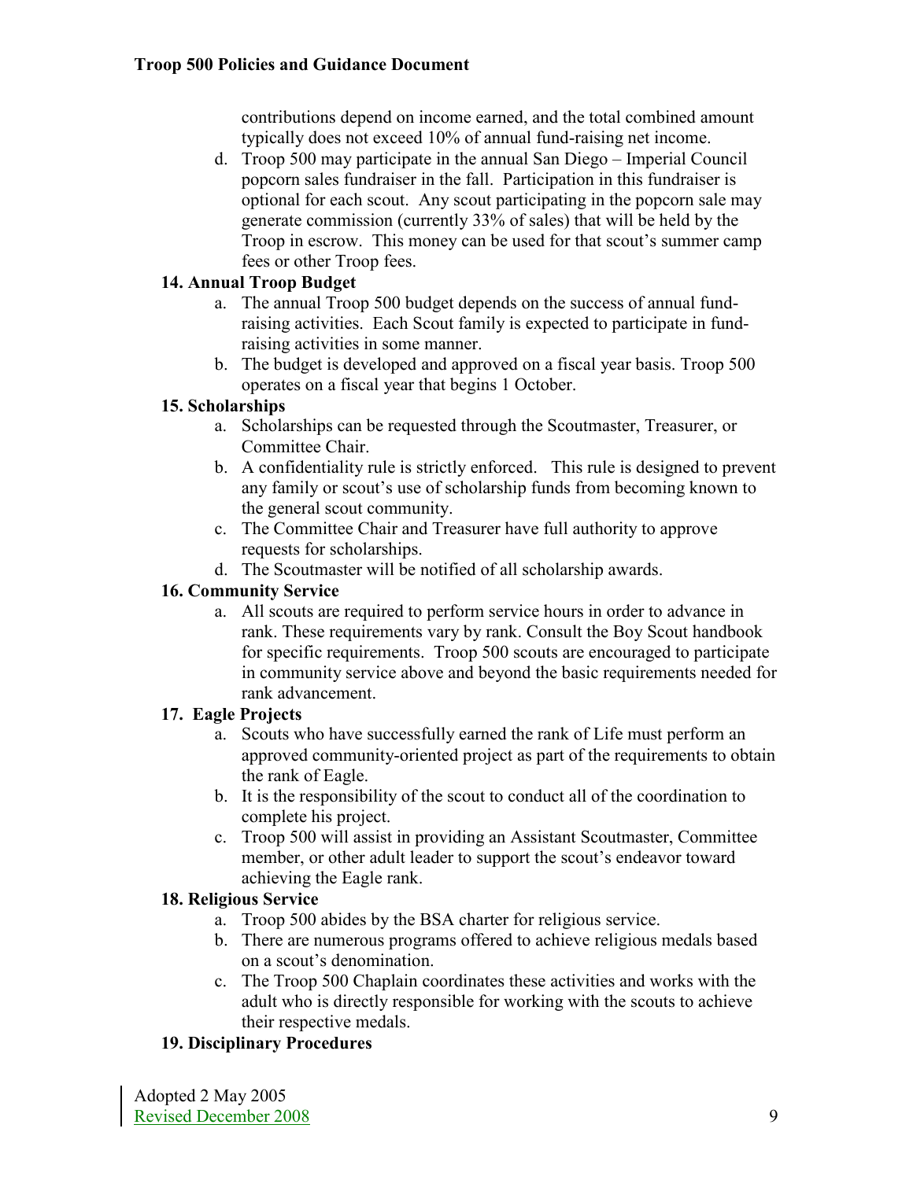contributions depend on income earned, and the total combined amount typically does not exceed 10% of annual fund-raising net income.

d. Troop 500 may participate in the annual San Diego – Imperial Council popcorn sales fundraiser in the fall. Participation in this fundraiser is optional for each scout. Any scout participating in the popcorn sale may generate commission (currently 33% of sales) that will be held by the Troop in escrow. This money can be used for that scout's summer camp fees or other Troop fees.

**14. Annual Troop Budget**

a. The annual Troop 500 budget depends on the success of annual fund-raising activities. Each Scout family is expected to participate in fund-raising activities in some manner.

b. The budget is developed and approved on a fiscal year basis. Troop 500 operates on a fiscal year that begins 1 October.

**15. Scholarships**

a. Scholarships can be requested through the Scoutmaster, Treasurer, or Committee Chair.

b. A confidentiality rule is strictly enforced. This rule is designed to prevent any family or scout's use of scholarship funds from becoming known to the general scout community.

c. The Committee Chair and Treasurer have full authority to approve requests for scholarships.

d. The Scoutmaster will be notified of all scholarship awards.

**16. Community Service**

a. All scouts are required to perform service hours in order to advance in rank. These requirements vary by rank. Consult the Boy Scout handbook for specific requirements. Troop 500 scouts are encouraged to participate in community service above and beyond the basic requirements needed for rank advancement.

**17. Eagle Projects**

a. Scouts who have successfully earned the rank of Life must perform an approved community-oriented project as part of the requirements to obtain the rank of Eagle.

b. It is the responsibility of the scout to conduct all of the coordination to complete his project.

c. Troop 500 will assist in providing an Assistant Scoutmaster, Committee member, or other adult leader to support the scout's endeavor toward achieving the Eagle rank.

**18. Religious Service**

a. Troop 500 abides by the BSA charter for religious service.

b. There are numerous programs offered to achieve religious medals based on a scout's denomination.

c. The Troop 500 Chaplain coordinates these activities and works with the adult who is directly responsible for working with the scouts to achieve their respective medals.

**19. Disciplinary Procedures**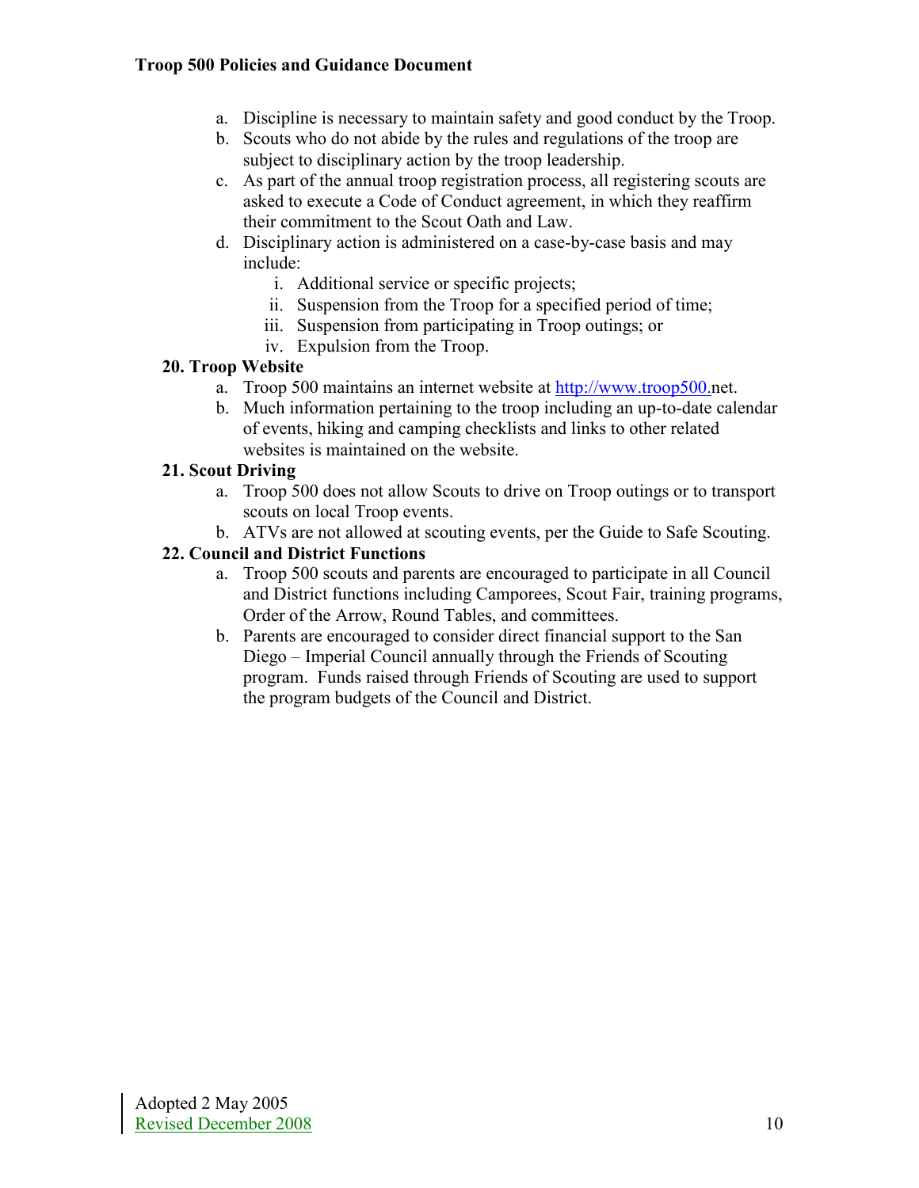a. Discipline is necessary to maintain safety and good conduct by the Troop.
b. Scouts who do not abide by the rules and regulations of the troop are subject to disciplinary action by the troop leadership.
c. As part of the annual troop registration process, all registering scouts are asked to execute a Code of Conduct agreement, in which they reaffirm their commitment to the Scout Oath and Law.
d. Disciplinary action is administered on a case-by-case basis and may include:
   i. Additional service or specific projects;
   ii. Suspension from the Troop for a specified period of time;
   iii. Suspension from participating in Troop outings; or
   iv. Expulsion from the Troop.

**20. Troop Website**

a. Troop 500 maintains an internet website at http://www.troop500.net.
b. Much information pertaining to the troop including an up-to-date calendar of events, hiking and camping checklists and links to other related websites is maintained on the website.

**21. Scout Driving**

a. Troop 500 does not allow Scouts to drive on Troop outings or to transport scouts on local Troop events.
b. ATVs are not allowed at scouting events, per the Guide to Safe Scouting.

**22. Council and District Functions**

a. Troop 500 scouts and parents are encouraged to participate in all Council and District functions including Camporees, Scout Fair, training programs, Order of the Arrow, Round Tables, and committees.
b. Parents are encouraged to consider direct financial support to the San Diego – Imperial Council annually through the Friends of Scouting program. Funds raised through Friends of Scouting are used to support the program budgets of the Council and District.